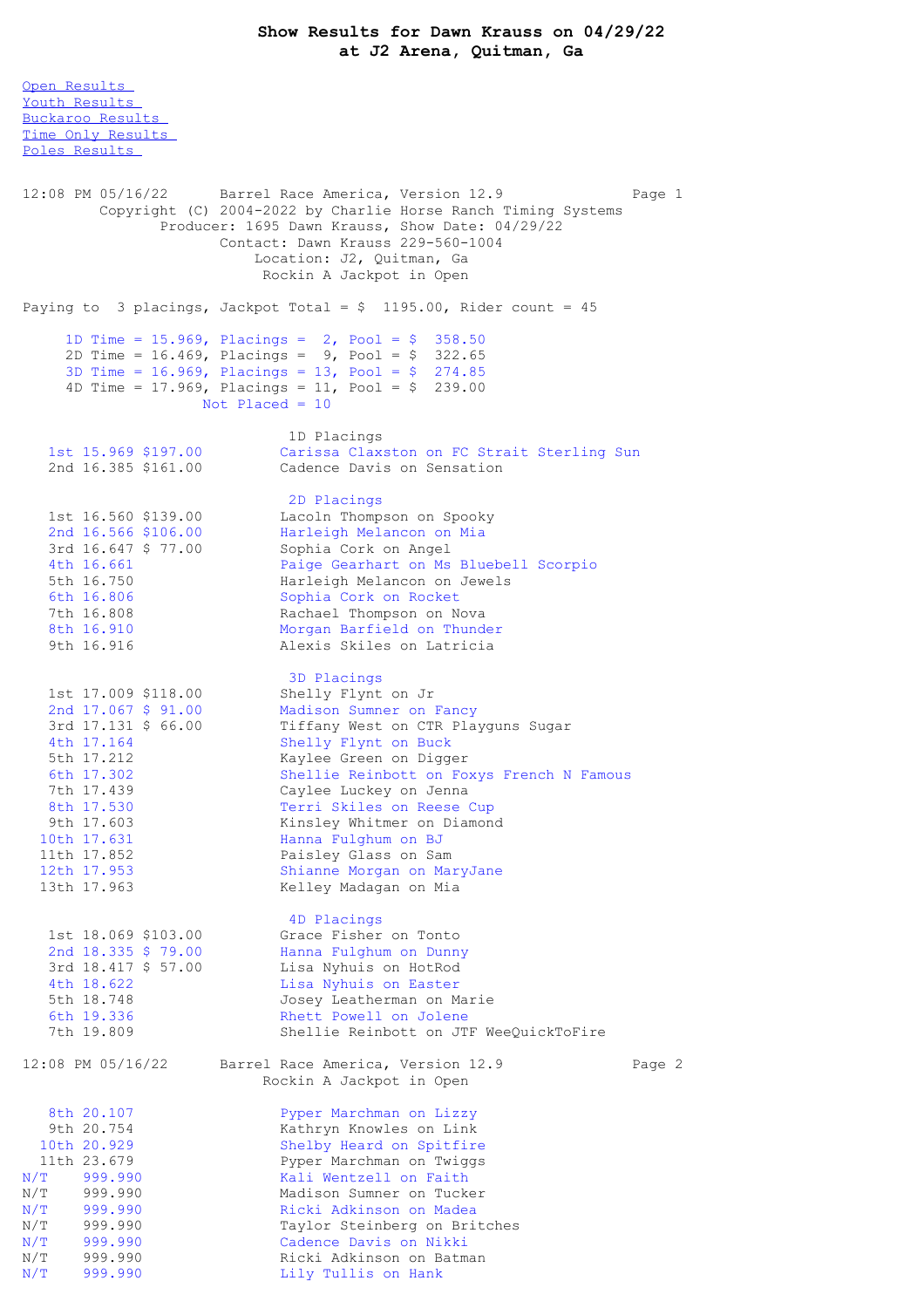# Show Results for Dawn Krauss on 04/29/22
## at J2 Arena, Quitman, Ga

Open Results
Youth Results
Buckaroo Results
Time Only Results
Poles Results

```
12:08 PM 05/16/22      Barrel Race America, Version 12.9              Page 1
         Copyright (C) 2004-2022 by Charlie Horse Ranch Timing Systems
                Producer: 1695 Dawn Krauss, Show Date: 04/29/22
                       Contact: Dawn Krauss 229-560-1004
                           Location: J2, Quitman, Ga
                            Rockin A Jackpot in Open

Paying to  3 placings, Jackpot Total = $  1195.00, Rider count = 45

     1D Time = 15.969, Placings =  2, Pool = $  358.50
     2D Time = 16.469, Placings =  9, Pool = $  322.65
     3D Time = 16.969, Placings = 13, Pool = $  274.85
     4D Time = 17.969, Placings = 11, Pool = $  239.00
                    Not Placed = 10

                              1D Placings
   1st 15.969 $197.00         Carissa Claxston on FC Strait Sterling Sun
   2nd 16.385 $161.00         Cadence Davis on Sensation

                              2D Placings
   1st 16.560 $139.00         Lacoln Thompson on Spooky
   2nd 16.566 $106.00         Harleigh Melancon on Mia
   3rd 16.647 $ 77.00         Sophia Cork on Angel
   4th 16.661                 Paige Gearhart on Ms Bluebell Scorpio
   5th 16.750                 Harleigh Melancon on Jewels
   6th 16.806                 Sophia Cork on Rocket
   7th 16.808                 Rachael Thompson on Nova
   8th 16.910                 Morgan Barfield on Thunder
   9th 16.916                 Alexis Skiles on Latricia

                              3D Placings
   1st 17.009 $118.00         Shelly Flynt on Jr
   2nd 17.067 $ 91.00         Madison Sumner on Fancy
   3rd 17.131 $ 66.00         Tiffany West on CTR Playguns Sugar
   4th 17.164                 Shelly Flynt on Buck
   5th 17.212                 Kaylee Green on Digger
   6th 17.302                 Shellie Reinbott on Foxys French N Famous
   7th 17.439                 Caylee Luckey on Jenna
   8th 17.530                 Terri Skiles on Reese Cup
   9th 17.603                 Kinsley Whitmer on Diamond
  10th 17.631                 Hanna Fulghum on BJ
  11th 17.852                 Paisley Glass on Sam
  12th 17.953                 Shianne Morgan on MaryJane
  13th 17.963                 Kelley Madagan on Mia

                              4D Placings
   1st 18.069 $103.00         Grace Fisher on Tonto
   2nd 18.335 $ 79.00         Hanna Fulghum on Dunny
   3rd 18.417 $ 57.00         Lisa Nyhuis on HotRod
   4th 18.622                 Lisa Nyhuis on Easter
   5th 18.748                 Josey Leatherman on Marie
   6th 19.336                 Rhett Powell on Jolene
   7th 19.809                 Shellie Reinbott on JTF WeeQuickToFire

12:08 PM 05/16/22      Barrel Race America, Version 12.9              Page 2
                            Rockin A Jackpot in Open

   8th 20.107                 Pyper Marchman on Lizzy
   9th 20.754                 Kathryn Knowles on Link
  10th 20.929                 Shelby Heard on Spitfire
  11th 23.679                 Pyper Marchman on Twiggs
N/T    999.990                Kali Wentzell on Faith
N/T    999.990                Madison Sumner on Tucker
N/T    999.990                Ricki Adkinson on Madea
N/T    999.990                Taylor Steinberg on Britches
N/T    999.990                Cadence Davis on Nikki
N/T    999.990                Ricki Adkinson on Batman
N/T    999.990                Lily Tullis on Hank
```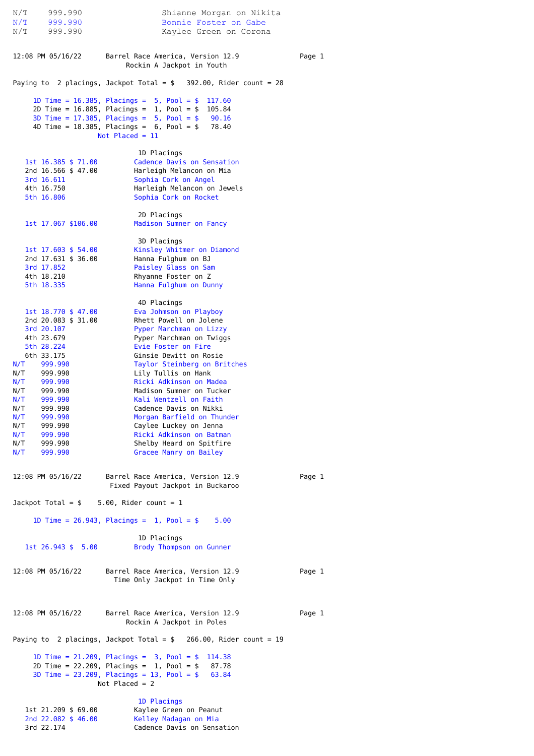| | | |
|---|---|---|
| N/T | 999.990 | Shianne Morgan on Nikita |
| N/T | 999.990 | Bonnie Foster on Gabe |
| N/T | 999.990 | Kaylee Green on Corona |

12:08 PM 05/16/22 Barrel Race America, Version 12.9

## Rockin A Jackpot in Youth

Paying to 2 placings, Jackpot Total = $ 392.00, Rider count = 28

1D Time = 16.385, Placings = 5, Pool = $ 117.60
2D Time = 16.885, Placings = 1, Pool = $ 105.84
3D Time = 17.385, Placings = 5, Pool = $ 90.16
4D Time = 18.385, Placings = 6, Pool = $ 78.40
Not Placed = 11

### 1D Placings

| Place | Time | Payout | Rider |
|---|---|---|---|
| 1st | 16.385 | $ 71.00 | Cadence Davis on Sensation |
| 2nd | 16.566 | $ 47.00 | Harleigh Melancon on Mia |
| 3rd | 16.611 | | Sophia Cork on Angel |
| 4th | 16.750 | | Harleigh Melancon on Jewels |
| 5th | 16.806 | | Sophia Cork on Rocket |

### 2D Placings

| Place | Time | Payout | Rider |
|---|---|---|---|
| 1st | 17.067 | $106.00 | Madison Sumner on Fancy |

### 3D Placings

| Place | Time | Payout | Rider |
|---|---|---|---|
| 1st | 17.603 | $ 54.00 | Kinsley Whitmer on Diamond |
| 2nd | 17.631 | $ 36.00 | Hanna Fulghum on BJ |
| 3rd | 17.852 | | Paisley Glass on Sam |
| 4th | 18.210 | | Rhyanne Foster on Z |
| 5th | 18.335 | | Hanna Fulghum on Dunny |

### 4D Placings

| Place | Time | Payout | Rider |
|---|---|---|---|
| 1st | 18.770 | $ 47.00 | Eva Johnson on Playboy |
| 2nd | 20.083 | $ 31.00 | Rhett Powell on Jolene |
| 3rd | 20.107 | | Pyper Marchman on Lizzy |
| 4th | 23.679 | | Pyper Marchman on Twiggs |
| 5th | 28.224 | | Evie Foster on Fire |
| 6th | 33.175 | | Ginsie Dewitt on Rosie |
| N/T | 999.990 | | Taylor Steinberg on Britches |
| N/T | 999.990 | | Lily Tullis on Hank |
| N/T | 999.990 | | Ricki Adkinson on Madea |
| N/T | 999.990 | | Madison Sumner on Tucker |
| N/T | 999.990 | | Kali Wentzell on Faith |
| N/T | 999.990 | | Cadence Davis on Nikki |
| N/T | 999.990 | | Morgan Barfield on Thunder |
| N/T | 999.990 | | Caylee Luckey on Jenna |
| N/T | 999.990 | | Ricki Adkinson on Batman |
| N/T | 999.990 | | Shelby Heard on Spitfire |
| N/T | 999.990 | | Gracee Manry on Bailey |

12:08 PM 05/16/22 Barrel Race America, Version 12.9

## Fixed Payout Jackpot in Buckaroo

Jackpot Total = $ 5.00, Rider count = 1

1D Time = 26.943, Placings = 1, Pool = $ 5.00

### 1D Placings

| Place | Time | Payout | Rider |
|---|---|---|---|
| 1st | 26.943 | $ 5.00 | Brody Thompson on Gunner |

12:08 PM 05/16/22 Barrel Race America, Version 12.9

## Time Only Jackpot in Time Only

12:08 PM 05/16/22 Barrel Race America, Version 12.9

## Rockin A Jackpot in Poles

Paying to 2 placings, Jackpot Total = $ 266.00, Rider count = 19

1D Time = 21.209, Placings = 3, Pool = $ 114.38
2D Time = 22.209, Placings = 1, Pool = $ 87.78
3D Time = 23.209, Placings = 13, Pool = $ 63.84
Not Placed = 2

### 1D Placings

| Place | Time | Payout | Rider |
|---|---|---|---|
| 1st | 21.209 | $ 69.00 | Kaylee Green on Peanut |
| 2nd | 22.082 | $ 46.00 | Kelley Madagan on Mia |
| 3rd | 22.174 | | Cadence Davis on Sensation |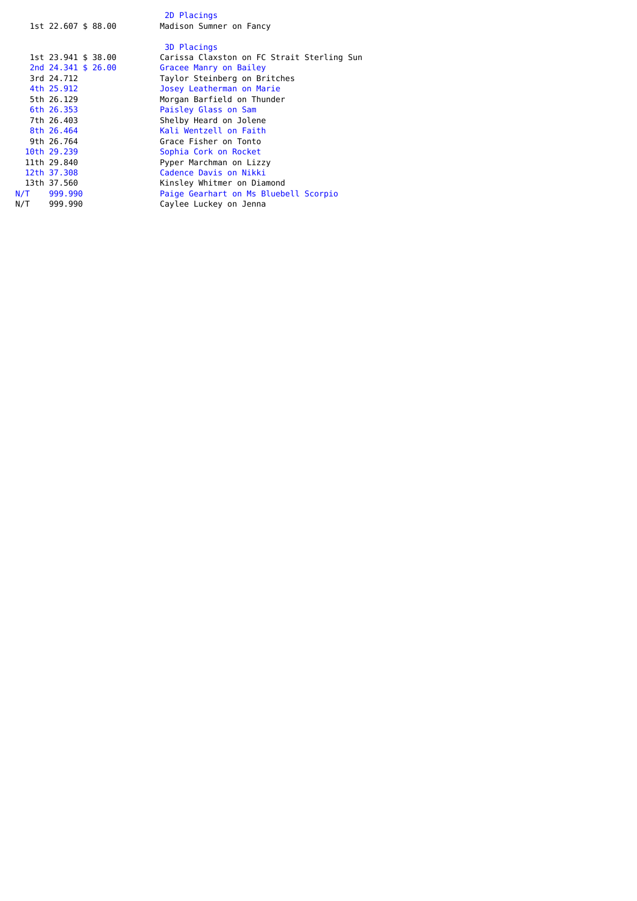## 2D Placings

| | |
|---|---|
| 1st 22.607 $ 88.00 | Madison Sumner on Fancy |

## 3D Placings

| | |
|---|---|
| 1st 23.941 $ 38.00 | Carissa Claxton on FC Strait Sterling Sun |
| 2nd 24.341 $ 26.00 | Gracee Manry on Bailey |
| 3rd 24.712 | Taylor Steinberg on Britches |
| 4th 25.912 | Josey Leatherman on Marie |
| 5th 26.129 | Morgan Barfield on Thunder |
| 6th 26.353 | Paisley Glass on Sam |
| 7th 26.403 | Shelby Heard on Jolene |
| 8th 26.464 | Kali Wentzell on Faith |
| 9th 26.764 | Grace Fisher on Tonto |
| 10th 29.239 | Sophia Cork on Rocket |
| 11th 29.840 | Pyper Marchman on Lizzy |
| 12th 37.308 | Cadence Davis on Nikki |
| 13th 37.560 | Kinsley Whitmer on Diamond |
| N/T 999.990 | Paige Gearhart on Ms Bluebell Scorpio |
| N/T 999.990 | Caylee Luckey on Jenna |